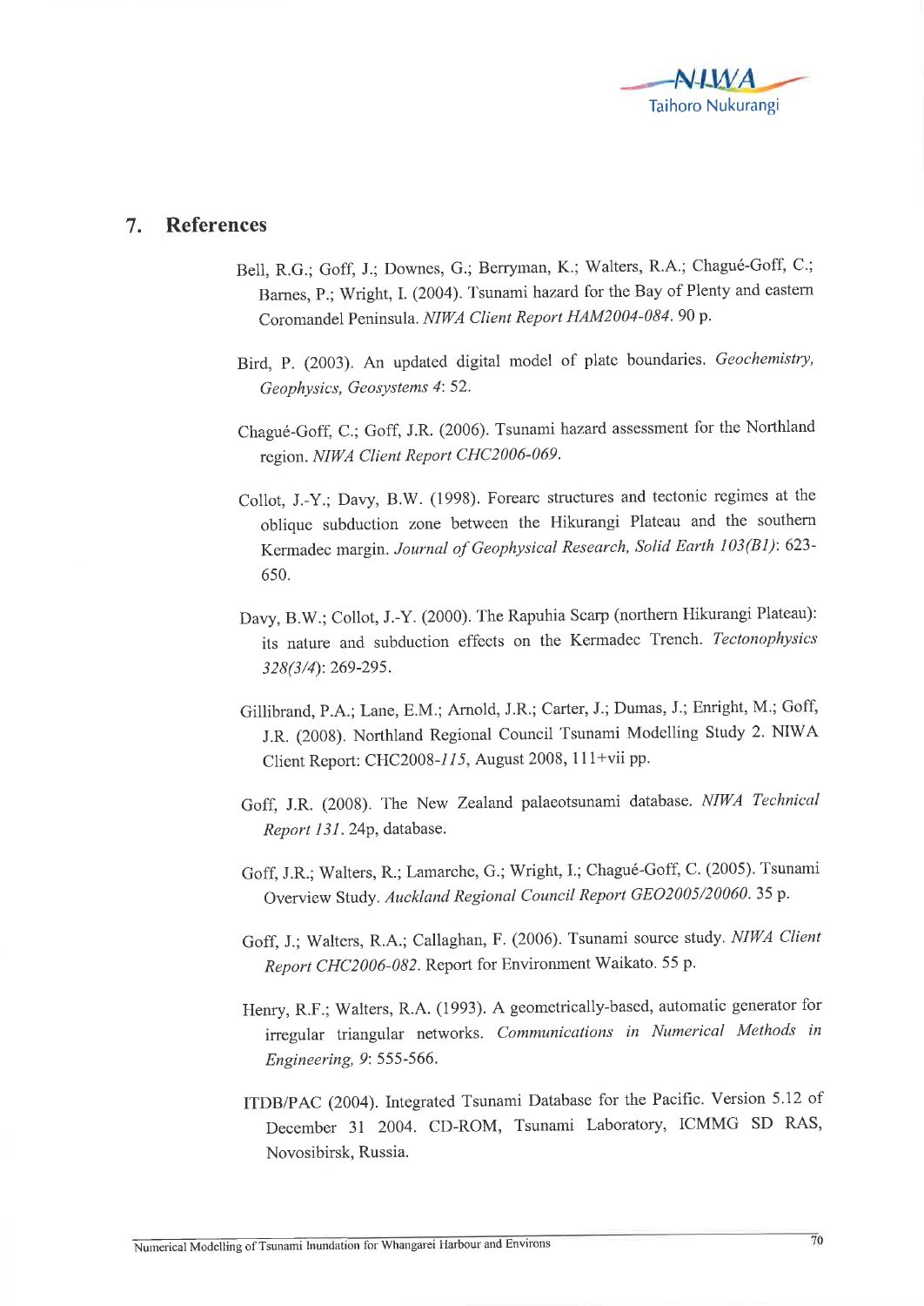## 7. References

Bell, R.G.; Goff, J.; Downes, G.; Berryman, K.; Walters, R.A.; Chagué-Goff, C.; Barnes, P.; Wright, I. (2004). Tsunami hazard for the Bay of Plenty and eastern Coromandel Peninsula. *NIWA Client Report HAM2004-084*. 90 p.

Bird, P. (2003). An updated digital model of plate boundaries. *Geochemistry, Geophysics, Geosystems 4*: 52.

Chagué-Goff, C.; Goff, J.R. (2006). Tsunami hazard assessment for the Northland region. *NIWA Client Report CHC2006-069*.

Collot, J.-Y.; Davy, B.W. (1998). Forearc structures and tectonic regimes at the oblique subduction zone between the Hikurangi Plateau and the southern Kermadec margin. *Journal of Geophysical Research, Solid Earth 103(B1)*: 623-650.

Davy, B.W.; Collot, J.-Y. (2000). The Rapuhia Scarp (northern Hikurangi Plateau): its nature and subduction effects on the Kermadec Trench. *Tectonophysics 328(3/4)*: 269-295.

Gillibrand, P.A.; Lane, E.M.; Arnold, J.R.; Carter, J.; Dumas, J.; Enright, M.; Goff, J.R. (2008). Northland Regional Council Tsunami Modelling Study 2. NIWA Client Report: CHC2008-*115*, August 2008, 111+vii pp.

Goff, J.R. (2008). The New Zealand palaeotsunami database. *NIWA Technical Report 131*. 24p, database.

Goff, J.R.; Walters, R.; Lamarche, G.; Wright, I.; Chagué-Goff, C. (2005). Tsunami Overview Study. *Auckland Regional Council Report GEO2005/20060*. 35 p.

Goff, J.; Walters, R.A.; Callaghan, F. (2006). Tsunami source study. *NIWA Client Report CHC2006-082*. Report for Environment Waikato. 55 p.

Henry, R.F.; Walters, R.A. (1993). A geometrically-based, automatic generator for irregular triangular networks. *Communications in Numerical Methods in Engineering, 9*: 555-566.

ITDB/PAC (2004). Integrated Tsunami Database for the Pacific. Version 5.12 of December 31 2004. CD-ROM, Tsunami Laboratory, ICMMG SD RAS, Novosibirsk, Russia.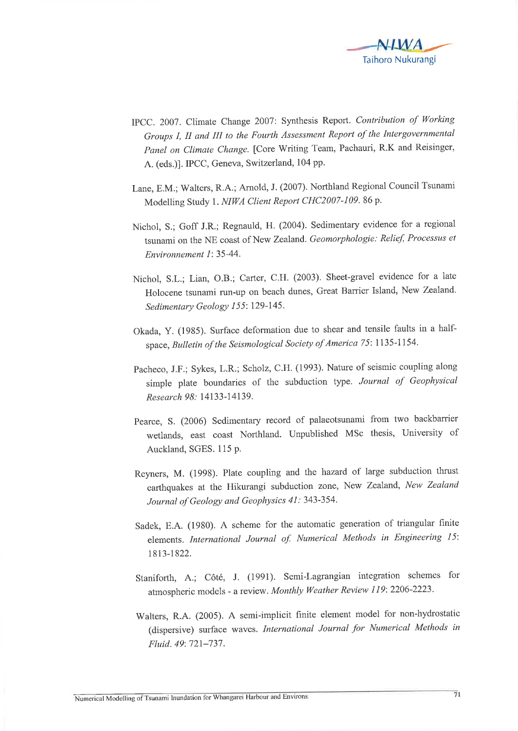IPCC. 2007. Climate Change 2007: Synthesis Report. *Contribution of Working Groups I, II and III to the Fourth Assessment Report of the Intergovernmental Panel on Climate Change.* [Core Writing Team, Pachauri, R.K and Reisinger, A. (eds.)]. IPCC, Geneva, Switzerland, 104 pp.

Lane, E.M.; Walters, R.A.; Arnold, J. (2007). Northland Regional Council Tsunami Modelling Study 1. *NIWA Client Report CHC2007-109*. 86 p.

Nichol, S.; Goff J.R.; Regnauld, H. (2004). Sedimentary evidence for a regional tsunami on the NE coast of New Zealand. *Geomorphologie: Relief, Processus et Environnement 1*: 35-44.

Nichol, S.L.; Lian, O.B.; Carter, C.H. (2003). Sheet-gravel evidence for a late Holocene tsunami run-up on beach dunes, Great Barrier Island, New Zealand. *Sedimentary Geology 155*: 129-145.

Okada, Y. (1985). Surface deformation due to shear and tensile faults in a half-space, *Bulletin of the Seismological Society of America 75*: 1135-1154.

Pacheco, J.F.; Sykes, L.R.; Scholz, C.H. (1993). Nature of seismic coupling along simple plate boundaries of the subduction type. *Journal of Geophysical Research 98:* 14133-14139.

Pearce, S. (2006) Sedimentary record of palaeotsunami from two backbarrier wetlands, east coast Northland. Unpublished MSc thesis, University of Auckland, SGES. 115 p.

Reyners, M. (1998). Plate coupling and the hazard of large subduction thrust earthquakes at the Hikurangi subduction zone, New Zealand, *New Zealand Journal of Geology and Geophysics 41:* 343-354.

Sadek, E.A. (1980). A scheme for the automatic generation of triangular finite elements. *International Journal of Numerical Methods in Engineering 15*: 1813-1822.

Staniforth, A.; Côté, J. (1991). Semi-Lagrangian integration schemes for atmospheric models - a review. *Monthly Weather Review 119*: 2206-2223.

Walters, R.A. (2005). A semi-implicit finite element model for non-hydrostatic (dispersive) surface waves. *International Journal for Numerical Methods in Fluid. 49*: 721–737.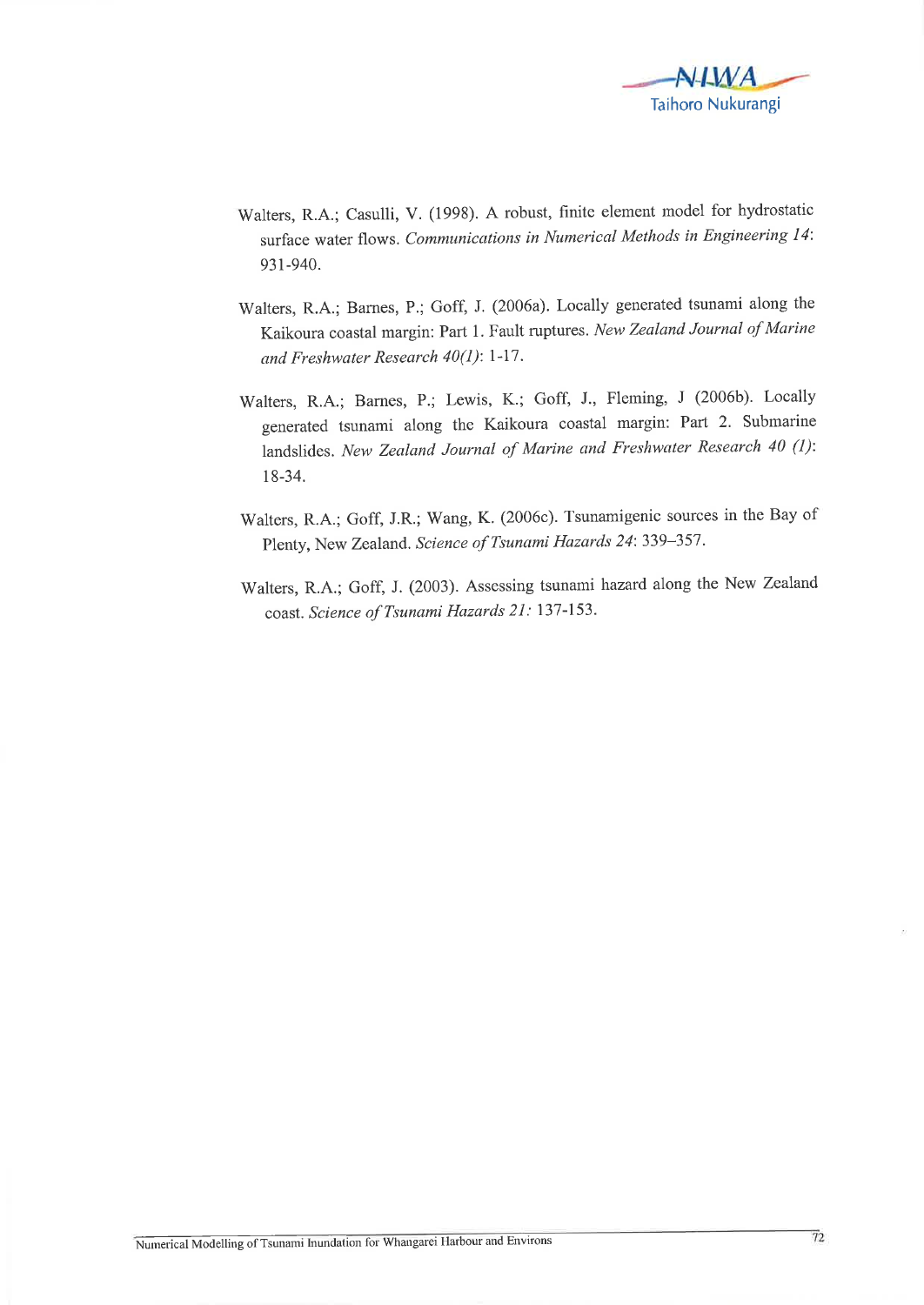Walters, R.A.; Casulli, V. (1998). A robust, finite element model for hydrostatic surface water flows. *Communications in Numerical Methods in Engineering 14*: 931-940.

Walters, R.A.; Barnes, P.; Goff, J. (2006a). Locally generated tsunami along the Kaikoura coastal margin: Part 1. Fault ruptures. *New Zealand Journal of Marine and Freshwater Research 40(1)*: 1-17.

Walters, R.A.; Barnes, P.; Lewis, K.; Goff, J., Fleming, J (2006b). Locally generated tsunami along the Kaikoura coastal margin: Part 2. Submarine landslides. *New Zealand Journal of Marine and Freshwater Research 40 (1)*: 18-34.

Walters, R.A.; Goff, J.R.; Wang, K. (2006c). Tsunamigenic sources in the Bay of Plenty, New Zealand. *Science of Tsunami Hazards 24*: 339–357.

Walters, R.A.; Goff, J. (2003). Assessing tsunami hazard along the New Zealand coast. *Science of Tsunami Hazards 21:* 137-153.